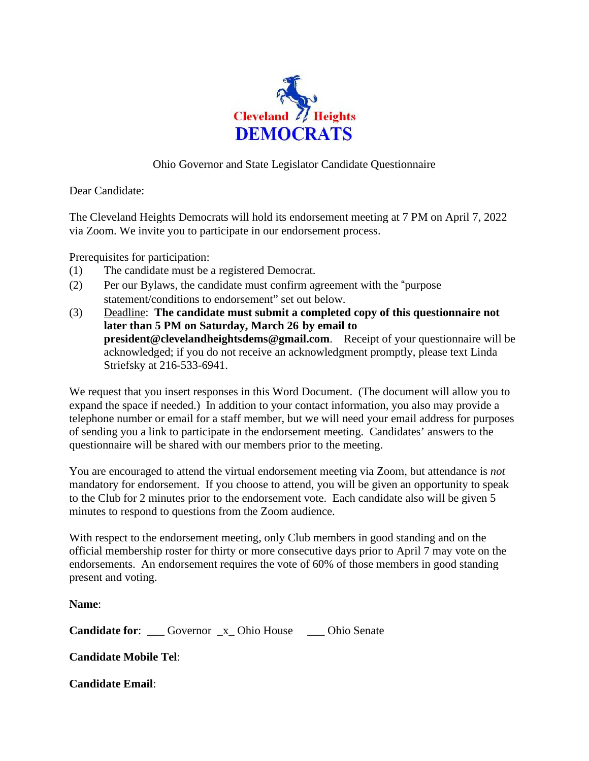Cleveland Heights
DEMOCRATS

Ohio Governor and State Legislator Candidate Questionnaire

Dear Candidate:

The Cleveland Heights Democrats will hold its endorsement meeting at 7 PM on April 7, 2022 via Zoom. We invite you to participate in our endorsement process.

Prerequisites for participation:

(1) The candidate must be a registered Democrat.

(2) Per our Bylaws, the candidate must confirm agreement with the "purpose statement/conditions to endorsement" set out below.

(3) Deadline: **The candidate must submit a completed copy of this questionnaire not later than 5 PM on Saturday, March 26 by email to president@clevelandheightsdems@gmail.com**. Receipt of your questionnaire will be acknowledged; if you do not receive an acknowledgment promptly, please text Linda Striefsky at 216-533-6941.

We request that you insert responses in this Word Document. (The document will allow you to expand the space if needed.) In addition to your contact information, you also may provide a telephone number or email for a staff member, but we will need your email address for purposes of sending you a link to participate in the endorsement meeting. Candidates' answers to the questionnaire will be shared with our members prior to the meeting.

You are encouraged to attend the virtual endorsement meeting via Zoom, but attendance is *not* mandatory for endorsement. If you choose to attend, you will be given an opportunity to speak to the Club for 2 minutes prior to the endorsement vote. Each candidate also will be given 5 minutes to respond to questions from the Zoom audience.

With respect to the endorsement meeting, only Club members in good standing and on the official membership roster for thirty or more consecutive days prior to April 7 may vote on the endorsements. An endorsement requires the vote of 60% of those members in good standing present and voting.

**Name**:

**Candidate for**: ___ Governor _x_ Ohio House ___ Ohio Senate

**Candidate Mobile Tel**:

**Candidate Email**: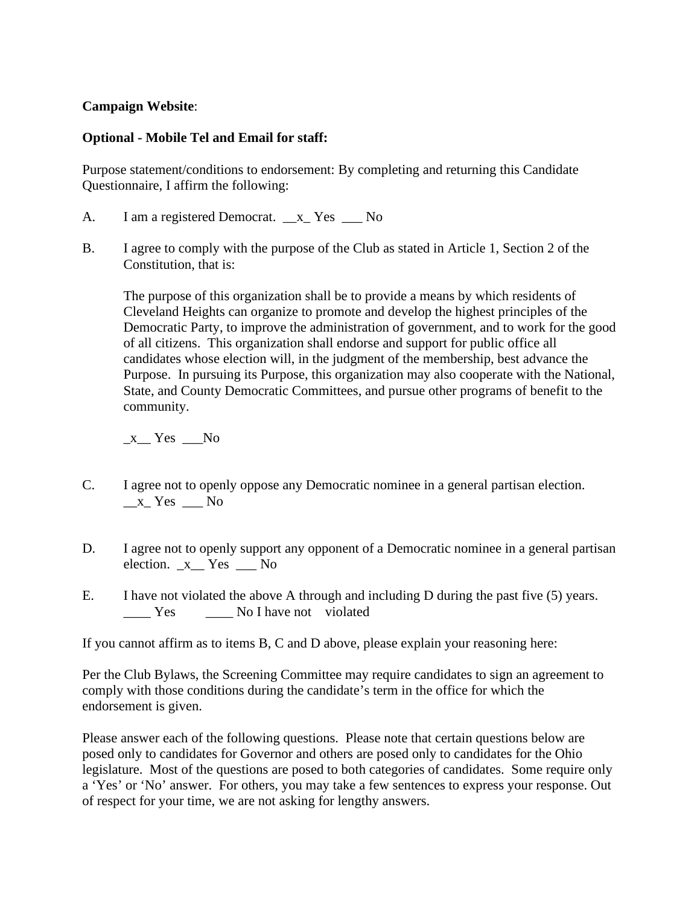**Campaign Website**:

**Optional - Mobile Tel and Email for staff:**

Purpose statement/conditions to endorsement: By completing and returning this Candidate Questionnaire, I affirm the following:

A. I am a registered Democrat. __x_ Yes ___ No

B. I agree to comply with the purpose of the Club as stated in Article 1, Section 2 of the Constitution, that is:

   The purpose of this organization shall be to provide a means by which residents of Cleveland Heights can organize to promote and develop the highest principles of the Democratic Party, to improve the administration of government, and to work for the good of all citizens. This organization shall endorse and support for public office all candidates whose election will, in the judgment of the membership, best advance the Purpose. In pursuing its Purpose, this organization may also cooperate with the National, State, and County Democratic Committees, and pursue other programs of benefit to the community.

   _x__ Yes ___No

C. I agree not to openly oppose any Democratic nominee in a general partisan election. __x_ Yes ___ No

D. I agree not to openly support any opponent of a Democratic nominee in a general partisan election. _x__ Yes ___ No

E. I have not violated the above A through and including D during the past five (5) years. ____ Yes ____ No I have not violated

If you cannot affirm as to items B, C and D above, please explain your reasoning here:

Per the Club Bylaws, the Screening Committee may require candidates to sign an agreement to comply with those conditions during the candidate's term in the office for which the endorsement is given.

Please answer each of the following questions. Please note that certain questions below are posed only to candidates for Governor and others are posed only to candidates for the Ohio legislature. Most of the questions are posed to both categories of candidates. Some require only a 'Yes' or 'No' answer. For others, you may take a few sentences to express your response. Out of respect for your time, we are not asking for lengthy answers.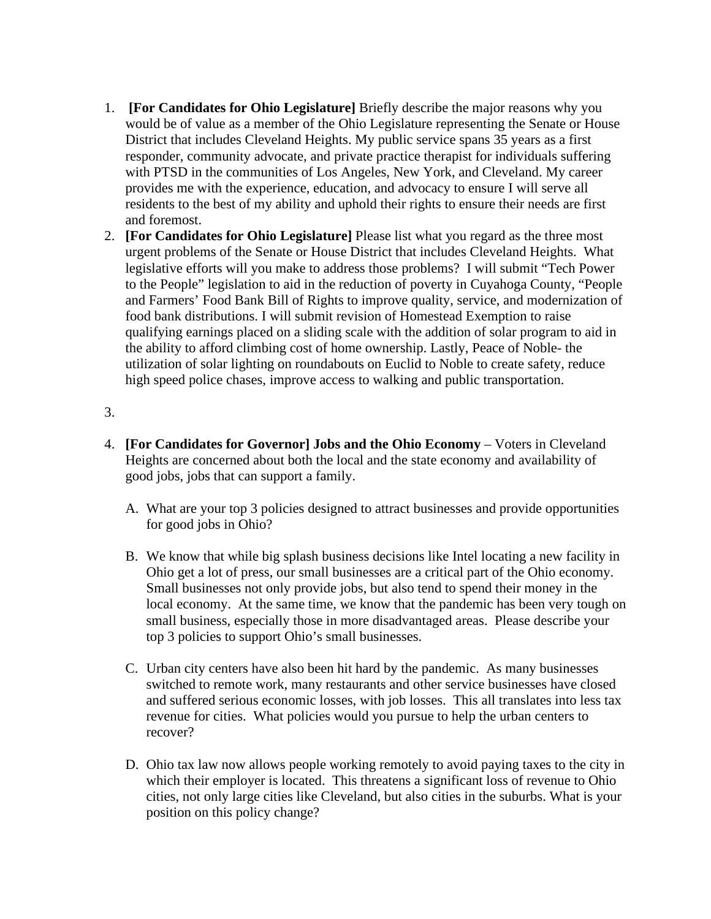1. **[For Candidates for Ohio Legislature]** Briefly describe the major reasons why you would be of value as a member of the Ohio Legislature representing the Senate or House District that includes Cleveland Heights. My public service spans 35 years as a first responder, community advocate, and private practice therapist for individuals suffering with PTSD in the communities of Los Angeles, New York, and Cleveland. My career provides me with the experience, education, and advocacy to ensure I will serve all residents to the best of my ability and uphold their rights to ensure their needs are first and foremost.
2. **[For Candidates for Ohio Legislature]** Please list what you regard as the three most urgent problems of the Senate or House District that includes Cleveland Heights. What legislative efforts will you make to address those problems? I will submit "Tech Power to the People" legislation to aid in the reduction of poverty in Cuyahoga County, "People and Farmers' Food Bank Bill of Rights to improve quality, service, and modernization of food bank distributions. I will submit revision of Homestead Exemption to raise qualifying earnings placed on a sliding scale with the addition of solar program to aid in the ability to afford climbing cost of home ownership. Lastly, Peace of Noble- the utilization of solar lighting on roundabouts on Euclid to Noble to create safety, reduce high speed police chases, improve access to walking and public transportation.
3. 
4. **[For Candidates for Governor] Jobs and the Ohio Economy** – Voters in Cleveland Heights are concerned about both the local and the state economy and availability of good jobs, jobs that can support a family.

   A. What are your top 3 policies designed to attract businesses and provide opportunities for good jobs in Ohio?

   B. We know that while big splash business decisions like Intel locating a new facility in Ohio get a lot of press, our small businesses are a critical part of the Ohio economy. Small businesses not only provide jobs, but also tend to spend their money in the local economy. At the same time, we know that the pandemic has been very tough on small business, especially those in more disadvantaged areas. Please describe your top 3 policies to support Ohio's small businesses.

   C. Urban city centers have also been hit hard by the pandemic. As many businesses switched to remote work, many restaurants and other service businesses have closed and suffered serious economic losses, with job losses. This all translates into less tax revenue for cities. What policies would you pursue to help the urban centers to recover?

   D. Ohio tax law now allows people working remotely to avoid paying taxes to the city in which their employer is located. This threatens a significant loss of revenue to Ohio cities, not only large cities like Cleveland, but also cities in the suburbs. What is your position on this policy change?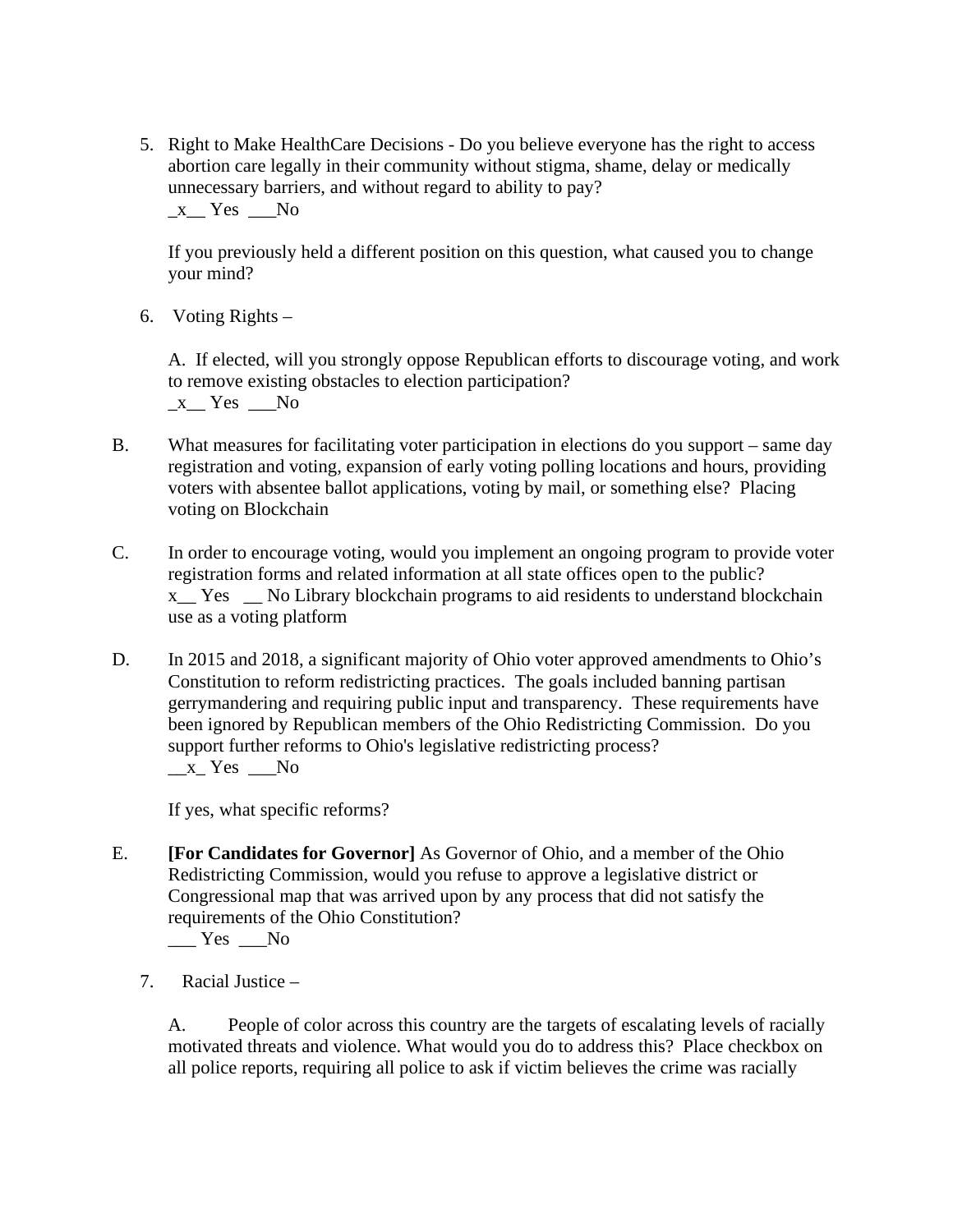5. Right to Make HealthCare Decisions - Do you believe everyone has the right to access abortion care legally in their community without stigma, shame, delay or medically unnecessary barriers, and without regard to ability to pay?
   _x__ Yes ___No

   If you previously held a different position on this question, what caused you to change your mind?

6. Voting Rights –

   A. If elected, will you strongly oppose Republican efforts to discourage voting, and work to remove existing obstacles to election participation?
   _x__ Yes ___No

B. What measures for facilitating voter participation in elections do you support – same day registration and voting, expansion of early voting polling locations and hours, providing voters with absentee ballot applications, voting by mail, or something else? Placing voting on Blockchain

C. In order to encourage voting, would you implement an ongoing program to provide voter registration forms and related information at all state offices open to the public?
   x__ Yes __ No Library blockchain programs to aid residents to understand blockchain use as a voting platform

D. In 2015 and 2018, a significant majority of Ohio voter approved amendments to Ohio's Constitution to reform redistricting practices. The goals included banning partisan gerrymandering and requiring public input and transparency. These requirements have been ignored by Republican members of the Ohio Redistricting Commission. Do you support further reforms to Ohio's legislative redistricting process?
   __x_ Yes ___No

   If yes, what specific reforms?

E. **[For Candidates for Governor]** As Governor of Ohio, and a member of the Ohio Redistricting Commission, would you refuse to approve a legislative district or Congressional map that was arrived upon by any process that did not satisfy the requirements of the Ohio Constitution?
   ___ Yes ___No

7. Racial Justice –

   A. People of color across this country are the targets of escalating levels of racially motivated threats and violence. What would you do to address this? Place checkbox on all police reports, requiring all police to ask if victim believes the crime was racially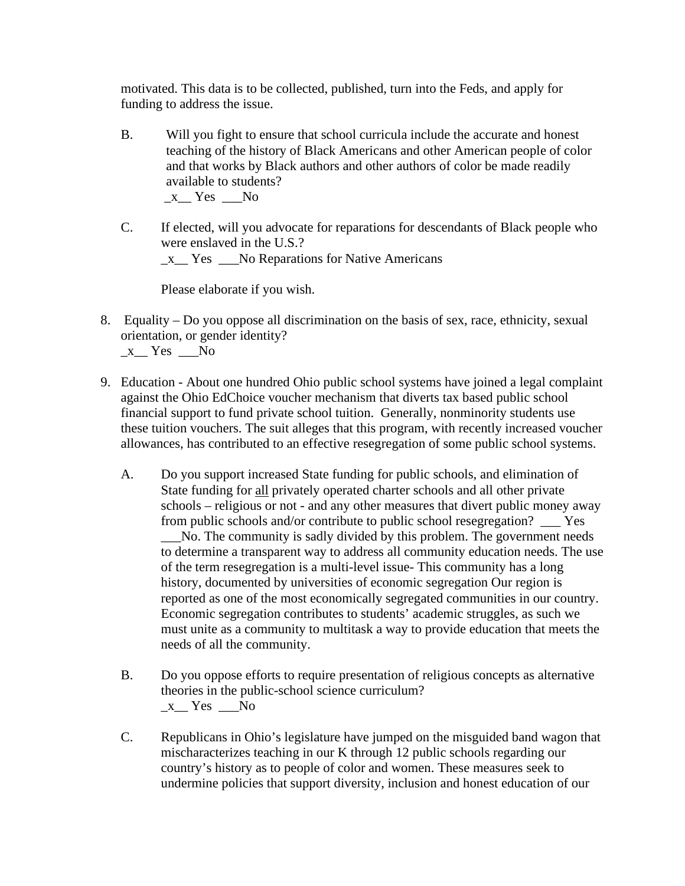motivated. This data is to be collected, published, turn into the Feds, and apply for funding to address the issue.

B. Will you fight to ensure that school curricula include the accurate and honest teaching of the history of Black Americans and other American people of color and that works by Black authors and other authors of color be made readily available to students?
_x__ Yes ___No

C. If elected, will you advocate for reparations for descendants of Black people who were enslaved in the U.S.?
_x__ Yes ___No Reparations for Native Americans

Please elaborate if you wish.

8. Equality – Do you oppose all discrimination on the basis of sex, race, ethnicity, sexual orientation, or gender identity?
_x__ Yes ___No

9. Education - About one hundred Ohio public school systems have joined a legal complaint against the Ohio EdChoice voucher mechanism that diverts tax based public school financial support to fund private school tuition. Generally, nonminority students use these tuition vouchers. The suit alleges that this program, with recently increased voucher allowances, has contributed to an effective resegregation of some public school systems.

A. Do you support increased State funding for public schools, and elimination of State funding for <u>all</u> privately operated charter schools and all other private schools – religious or not - and any other measures that divert public money away from public schools and/or contribute to public school resegregation? ___ Yes ___No. The community is sadly divided by this problem. The government needs to determine a transparent way to address all community education needs. The use of the term resegregation is a multi-level issue- This community has a long history, documented by universities of economic segregation Our region is reported as one of the most economically segregated communities in our country. Economic segregation contributes to students' academic struggles, as such we must unite as a community to multitask a way to provide education that meets the needs of all the community.

B. Do you oppose efforts to require presentation of religious concepts as alternative theories in the public-school science curriculum?
_x__ Yes ___No

C. Republicans in Ohio's legislature have jumped on the misguided band wagon that mischaracterizes teaching in our K through 12 public schools regarding our country's history as to people of color and women. These measures seek to undermine policies that support diversity, inclusion and honest education of our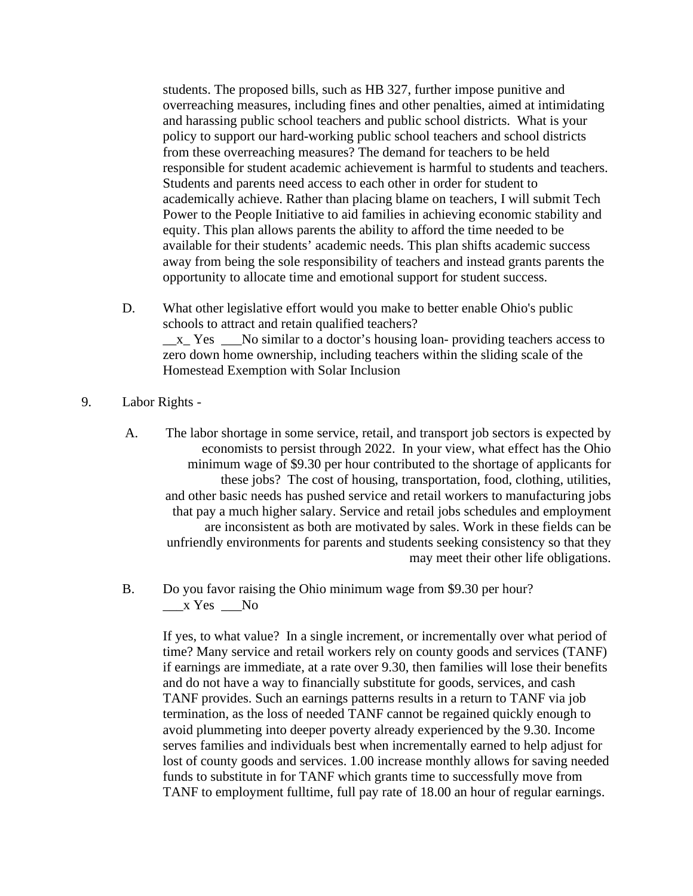students. The proposed bills, such as HB 327, further impose punitive and overreaching measures, including fines and other penalties, aimed at intimidating and harassing public school teachers and public school districts. What is your policy to support our hard-working public school teachers and school districts from these overreaching measures? The demand for teachers to be held responsible for student academic achievement is harmful to students and teachers. Students and parents need access to each other in order for student to academically achieve. Rather than placing blame on teachers, I will submit Tech Power to the People Initiative to aid families in achieving economic stability and equity. This plan allows parents the ability to afford the time needed to be available for their students' academic needs. This plan shifts academic success away from being the sole responsibility of teachers and instead grants parents the opportunity to allocate time and emotional support for student success.

D. What other legislative effort would you make to better enable Ohio's public schools to attract and retain qualified teachers?
__x_ Yes ___No similar to a doctor's housing loan- providing teachers access to zero down home ownership, including teachers within the sliding scale of the Homestead Exemption with Solar Inclusion

9. Labor Rights -

A. The labor shortage in some service, retail, and transport job sectors is expected by economists to persist through 2022. In your view, what effect has the Ohio minimum wage of $9.30 per hour contributed to the shortage of applicants for these jobs? The cost of housing, transportation, food, clothing, utilities, and other basic needs has pushed service and retail workers to manufacturing jobs that pay a much higher salary. Service and retail jobs schedules and employment are inconsistent as both are motivated by sales. Work in these fields can be unfriendly environments for parents and students seeking consistency so that they may meet their other life obligations.

B. Do you favor raising the Ohio minimum wage from $9.30 per hour?
___x Yes ___No

If yes, to what value? In a single increment, or incrementally over what period of time? Many service and retail workers rely on county goods and services (TANF) if earnings are immediate, at a rate over 9.30, then families will lose their benefits and do not have a way to financially substitute for goods, services, and cash TANF provides. Such an earnings patterns results in a return to TANF via job termination, as the loss of needed TANF cannot be regained quickly enough to avoid plummeting into deeper poverty already experienced by the 9.30. Income serves families and individuals best when incrementally earned to help adjust for lost of county goods and services. 1.00 increase monthly allows for saving needed funds to substitute in for TANF which grants time to successfully move from TANF to employment fulltime, full pay rate of 18.00 an hour of regular earnings.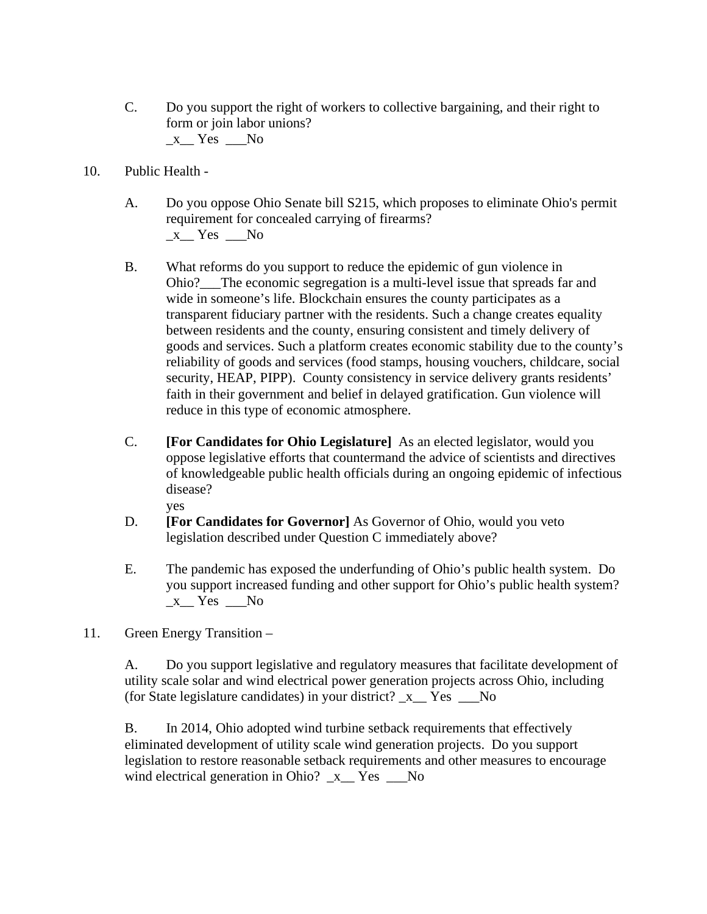C. Do you support the right of workers to collective bargaining, and their right to form or join labor unions?
_x__ Yes ___No

10. Public Health -

A. Do you oppose Ohio Senate bill S215, which proposes to eliminate Ohio's permit requirement for concealed carrying of firearms?
_x__ Yes ___No

B. What reforms do you support to reduce the epidemic of gun violence in Ohio?___The economic segregation is a multi-level issue that spreads far and wide in someone's life. Blockchain ensures the county participates as a transparent fiduciary partner with the residents. Such a change creates equality between residents and the county, ensuring consistent and timely delivery of goods and services. Such a platform creates economic stability due to the county's reliability of goods and services (food stamps, housing vouchers, childcare, social security, HEAP, PIPP). County consistency in service delivery grants residents' faith in their government and belief in delayed gratification. Gun violence will reduce in this type of economic atmosphere.

C. **[For Candidates for Ohio Legislature]** As an elected legislator, would you oppose legislative efforts that countermand the advice of scientists and directives of knowledgeable public health officials during an ongoing epidemic of infectious disease?
yes

D. **[For Candidates for Governor]** As Governor of Ohio, would you veto legislation described under Question C immediately above?

E. The pandemic has exposed the underfunding of Ohio's public health system. Do you support increased funding and other support for Ohio's public health system?
_x__ Yes ___No

11. Green Energy Transition –

A. Do you support legislative and regulatory measures that facilitate development of utility scale solar and wind electrical power generation projects across Ohio, including (for State legislature candidates) in your district? _x__ Yes ___No

B. In 2014, Ohio adopted wind turbine setback requirements that effectively eliminated development of utility scale wind generation projects. Do you support legislation to restore reasonable setback requirements and other measures to encourage wind electrical generation in Ohio? _x__ Yes ___No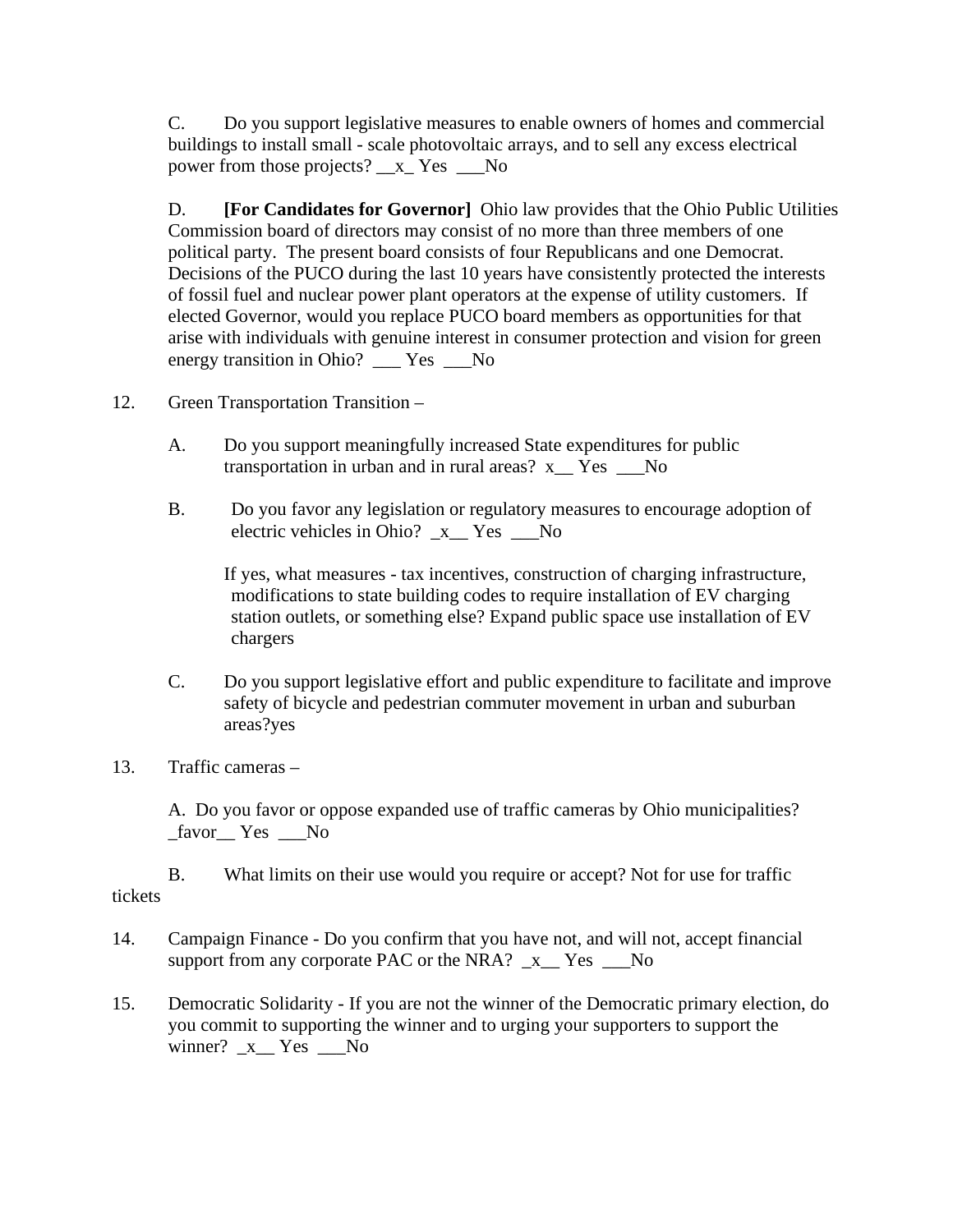C. Do you support legislative measures to enable owners of homes and commercial buildings to install small - scale photovoltaic arrays, and to sell any excess electrical power from those projects? __x_ Yes ___No

D. **[For Candidates for Governor]** Ohio law provides that the Ohio Public Utilities Commission board of directors may consist of no more than three members of one political party. The present board consists of four Republicans and one Democrat. Decisions of the PUCO during the last 10 years have consistently protected the interests of fossil fuel and nuclear power plant operators at the expense of utility customers. If elected Governor, would you replace PUCO board members as opportunities for that arise with individuals with genuine interest in consumer protection and vision for green energy transition in Ohio? ___ Yes ___No

12. Green Transportation Transition –

A. Do you support meaningfully increased State expenditures for public transportation in urban and in rural areas? x__ Yes ___No

B. Do you favor any legislation or regulatory measures to encourage adoption of electric vehicles in Ohio? _x__ Yes ___No

If yes, what measures - tax incentives, construction of charging infrastructure, modifications to state building codes to require installation of EV charging station outlets, or something else? Expand public space use installation of EV chargers

C. Do you support legislative effort and public expenditure to facilitate and improve safety of bicycle and pedestrian commuter movement in urban and suburban areas?yes

13. Traffic cameras –

A. Do you favor or oppose expanded use of traffic cameras by Ohio municipalities? _favor__ Yes ___No

B. What limits on their use would you require or accept? Not for use for traffic tickets

14. Campaign Finance - Do you confirm that you have not, and will not, accept financial support from any corporate PAC or the NRA? _x__ Yes ___No

15. Democratic Solidarity - If you are not the winner of the Democratic primary election, do you commit to supporting the winner and to urging your supporters to support the winner? _x__ Yes ___No